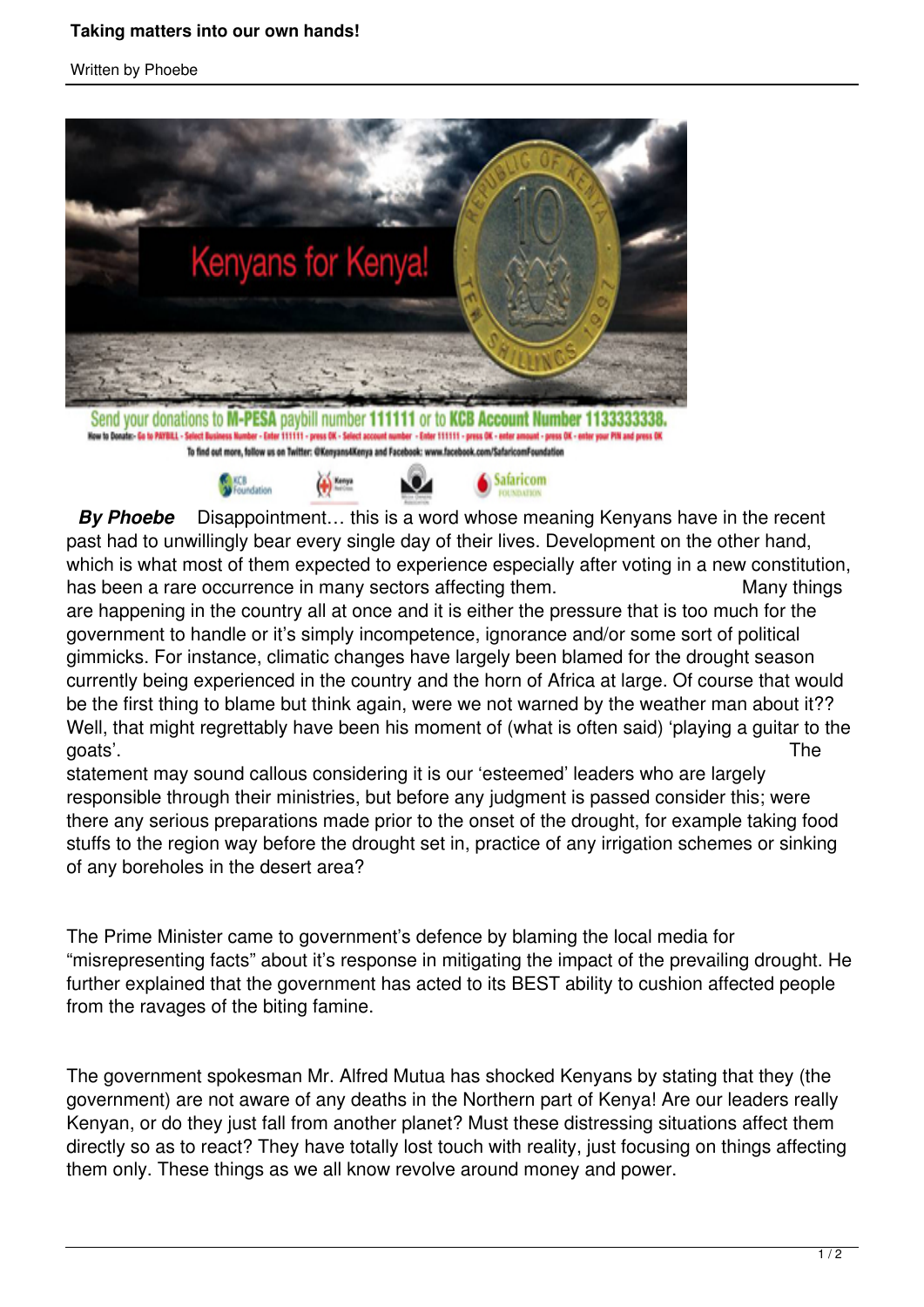# Taking matters into our own hands!

Written by Phoebe

Send your donations to M-PESA paybill number 111111 or to KCB Account Number 1133333338.

How to Donate:- Go to PAYBILL - Select Business Number - Enter 111111 - press OK - Select account number - Enter 111111 - press OK - enter amount - press OK - enter your PIN and press OK

To find out more, follow us on Twitter: @Kenyans4Kenya and Facebook: www.facebook.com/SafaricomFoundation

***By Phoebe*** Disappointment… this is a word whose meaning Kenyans have in the recent past had to unwillingly bear every single day of their lives. Development on the other hand, which is what most of them expected to experience especially after voting in a new constitution, has been a rare occurrence in many sectors affecting them. Many things are happening in the country all at once and it is either the pressure that is too much for the government to handle or it's simply incompetence, ignorance and/or some sort of political gimmicks. For instance, climatic changes have largely been blamed for the drought season currently being experienced in the country and the horn of Africa at large. Of course that would be the first thing to blame but think again, were we not warned by the weather man about it?? Well, that might regrettably have been his moment of (what is often said) 'playing a guitar to the goats'. The statement may sound callous considering it is our 'esteemed' leaders who are largely responsible through their ministries, but before any judgment is passed consider this; were there any serious preparations made prior to the onset of the drought, for example taking food stuffs to the region way before the drought set in, practice of any irrigation schemes or sinking of any boreholes in the desert area?

The Prime Minister came to government's defence by blaming the local media for "misrepresenting facts" about it's response in mitigating the impact of the prevailing drought. He further explained that the government has acted to its BEST ability to cushion affected people from the ravages of the biting famine.

The government spokesman Mr. Alfred Mutua has shocked Kenyans by stating that they (the government) are not aware of any deaths in the Northern part of Kenya! Are our leaders really Kenyan, or do they just fall from another planet? Must these distressing situations affect them directly so as to react? They have totally lost touch with reality, just focusing on things affecting them only. These things as we all know revolve around money and power.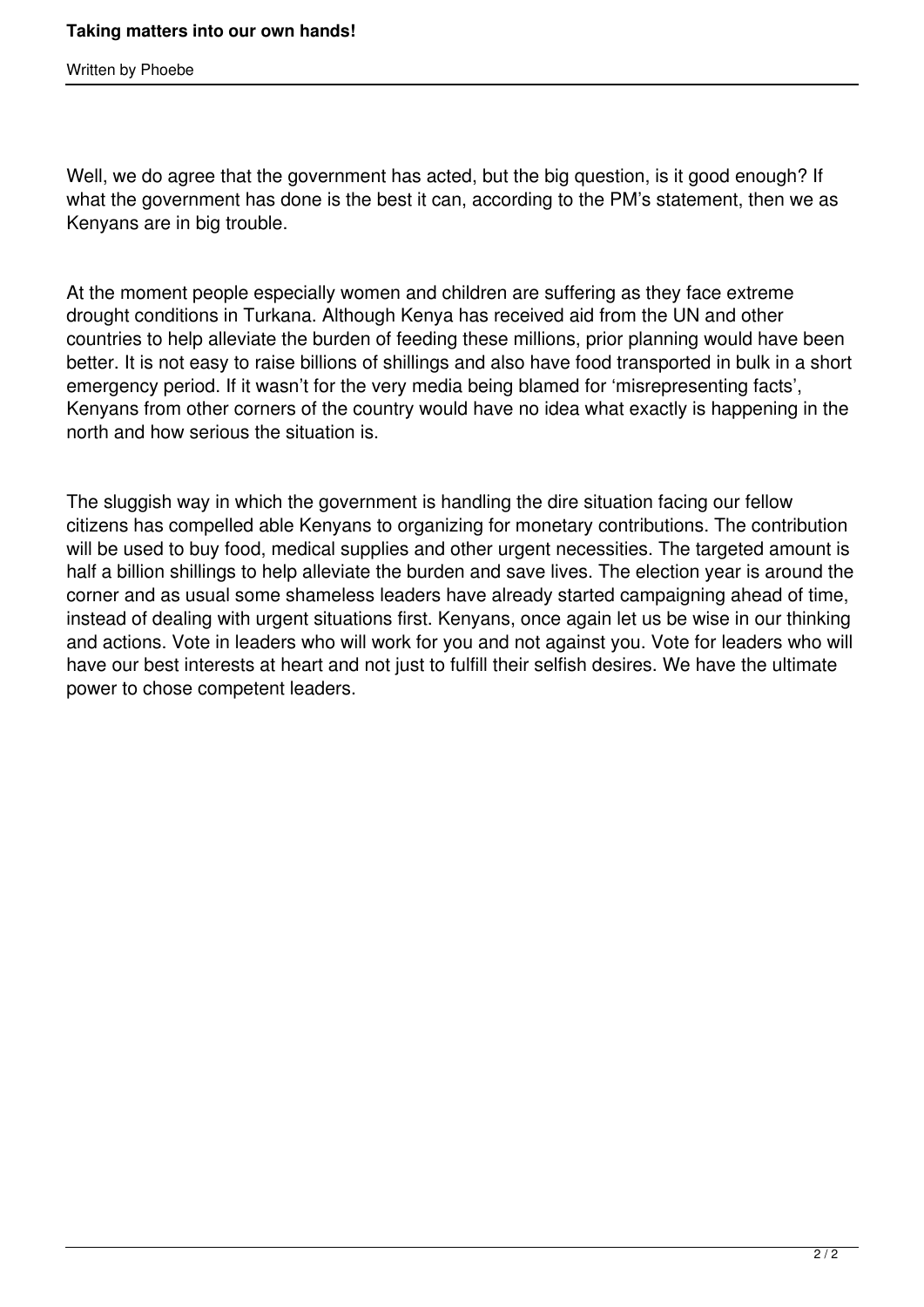Well, we do agree that the government has acted, but the big question, is it good enough? If what the government has done is the best it can, according to the PM's statement, then we as Kenyans are in big trouble.

At the moment people especially women and children are suffering as they face extreme drought conditions in Turkana. Although Kenya has received aid from the UN and other countries to help alleviate the burden of feeding these millions, prior planning would have been better. It is not easy to raise billions of shillings and also have food transported in bulk in a short emergency period. If it wasn't for the very media being blamed for 'misrepresenting facts', Kenyans from other corners of the country would have no idea what exactly is happening in the north and how serious the situation is.

The sluggish way in which the government is handling the dire situation facing our fellow citizens has compelled able Kenyans to organizing for monetary contributions. The contribution will be used to buy food, medical supplies and other urgent necessities. The targeted amount is half a billion shillings to help alleviate the burden and save lives. The election year is around the corner and as usual some shameless leaders have already started campaigning ahead of time, instead of dealing with urgent situations first. Kenyans, once again let us be wise in our thinking and actions. Vote in leaders who will work for you and not against you. Vote for leaders who will have our best interests at heart and not just to fulfill their selfish desires. We have the ultimate power to chose competent leaders.